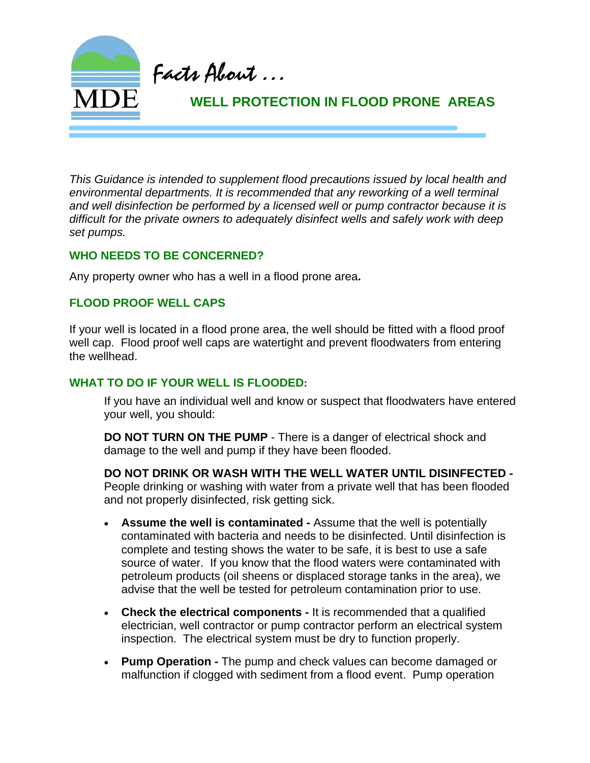MDE

*Facts About . . .*

# WELL PROTECTION IN FLOOD PRONE AREAS

*This Guidance is intended to supplement flood precautions issued by local health and environmental departments. It is recommended that any reworking of a well terminal and well disinfection be performed by a licensed well or pump contractor because it is difficult for the private owners to adequately disinfect wells and safely work with deep set pumps.*

## WHO NEEDS TO BE CONCERNED?

Any property owner who has a well in a flood prone area**.**

## FLOOD PROOF WELL CAPS

If your well is located in a flood prone area, the well should be fitted with a flood proof well cap. Flood proof well caps are watertight and prevent floodwaters from entering the wellhead.

## WHAT TO DO IF YOUR WELL IS FLOODED:

If you have an individual well and know or suspect that floodwaters have entered your well, you should:

**DO NOT TURN ON THE PUMP** - There is a danger of electrical shock and damage to the well and pump if they have been flooded.

**DO NOT DRINK OR WASH WITH THE WELL WATER UNTIL DISINFECTED -** People drinking or washing with water from a private well that has been flooded and not properly disinfected, risk getting sick.

- **Assume the well is contaminated -** Assume that the well is potentially contaminated with bacteria and needs to be disinfected. Until disinfection is complete and testing shows the water to be safe, it is best to use a safe source of water. If you know that the flood waters were contaminated with petroleum products (oil sheens or displaced storage tanks in the area), we advise that the well be tested for petroleum contamination prior to use.
- **Check the electrical components -** It is recommended that a qualified electrician, well contractor or pump contractor perform an electrical system inspection. The electrical system must be dry to function properly.
- **Pump Operation -** The pump and check values can become damaged or malfunction if clogged with sediment from a flood event. Pump operation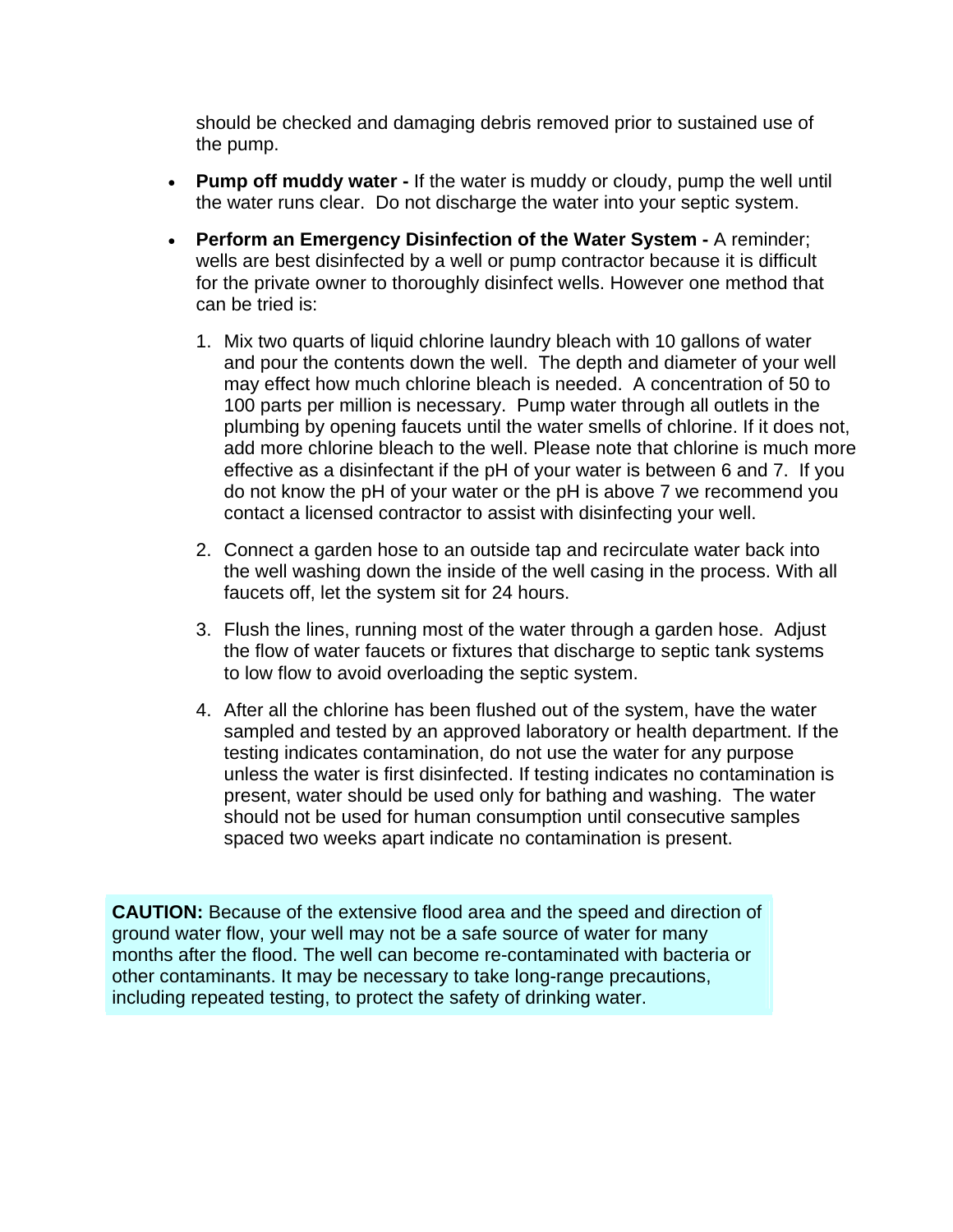should be checked and damaging debris removed prior to sustained use of the pump.

- **Pump off muddy water -** If the water is muddy or cloudy, pump the well until the water runs clear. Do not discharge the water into your septic system.
- **Perform an Emergency Disinfection of the Water System -** A reminder; wells are best disinfected by a well or pump contractor because it is difficult for the private owner to thoroughly disinfect wells. However one method that can be tried is:

  1. Mix two quarts of liquid chlorine laundry bleach with 10 gallons of water and pour the contents down the well. The depth and diameter of your well may effect how much chlorine bleach is needed. A concentration of 50 to 100 parts per million is necessary. Pump water through all outlets in the plumbing by opening faucets until the water smells of chlorine. If it does not, add more chlorine bleach to the well. Please note that chlorine is much more effective as a disinfectant if the pH of your water is between 6 and 7. If you do not know the pH of your water or the pH is above 7 we recommend you contact a licensed contractor to assist with disinfecting your well.
  2. Connect a garden hose to an outside tap and recirculate water back into the well washing down the inside of the well casing in the process. With all faucets off, let the system sit for 24 hours.
  3. Flush the lines, running most of the water through a garden hose. Adjust the flow of water faucets or fixtures that discharge to septic tank systems to low flow to avoid overloading the septic system.
  4. After all the chlorine has been flushed out of the system, have the water sampled and tested by an approved laboratory or health department. If the testing indicates contamination, do not use the water for any purpose unless the water is first disinfected. If testing indicates no contamination is present, water should be used only for bathing and washing. The water should not be used for human consumption until consecutive samples spaced two weeks apart indicate no contamination is present.

**CAUTION:** Because of the extensive flood area and the speed and direction of ground water flow, your well may not be a safe source of water for many months after the flood. The well can become re-contaminated with bacteria or other contaminants. It may be necessary to take long-range precautions, including repeated testing, to protect the safety of drinking water.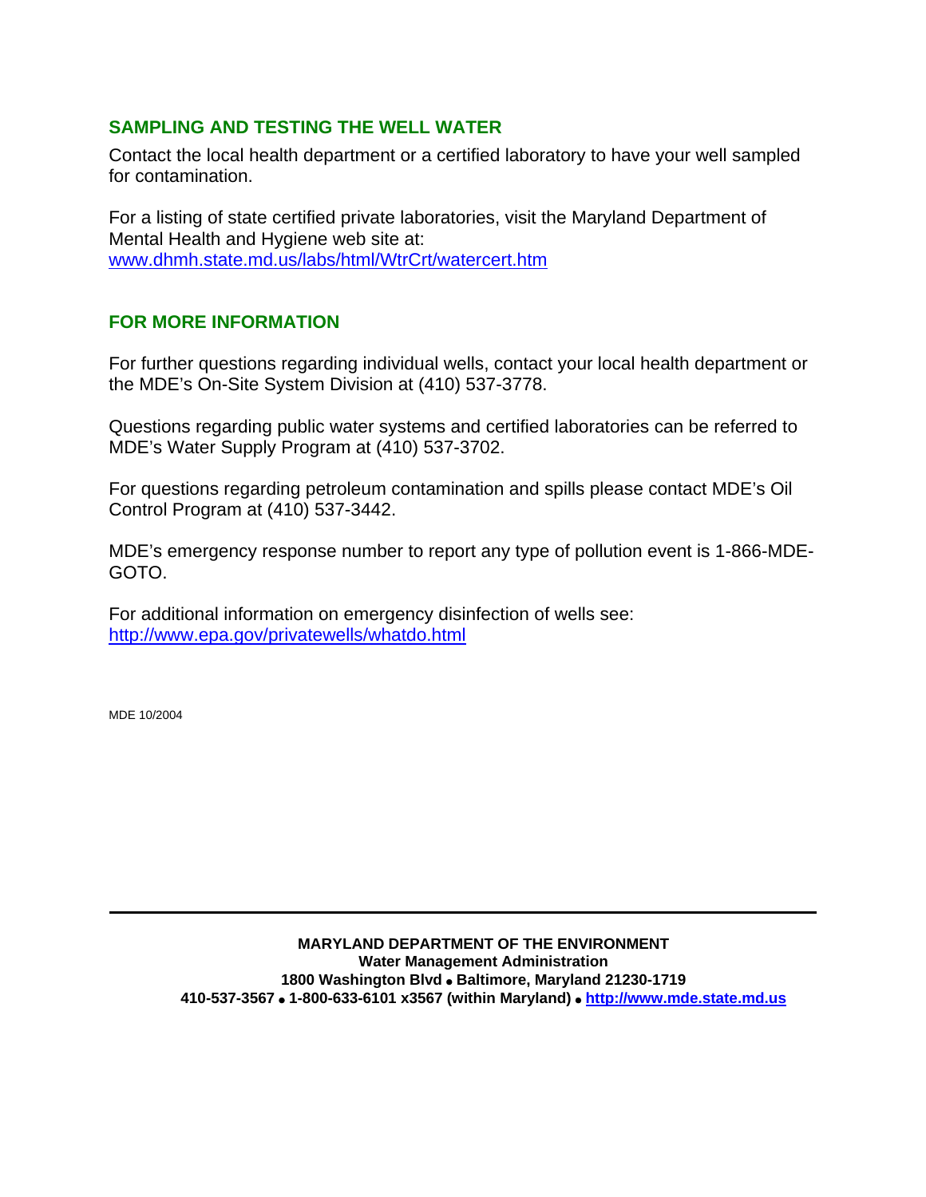## SAMPLING AND TESTING THE WELL WATER

Contact the local health department or a certified laboratory to have your well sampled for contamination.

For a listing of state certified private laboratories, visit the Maryland Department of Mental Health and Hygiene web site at:
www.dhmh.state.md.us/labs/html/WtrCrt/watercert.htm

## FOR MORE INFORMATION

For further questions regarding individual wells, contact your local health department or the MDE's On-Site System Division at (410) 537-3778.

Questions regarding public water systems and certified laboratories can be referred to MDE's Water Supply Program at (410) 537-3702.

For questions regarding petroleum contamination and spills please contact MDE's Oil Control Program at (410) 537-3442.

MDE's emergency response number to report any type of pollution event is 1-866-MDE-GOTO.

For additional information on emergency disinfection of wells see:
http://www.epa.gov/privatewells/whatdo.html

MDE 10/2004

---

**MARYLAND DEPARTMENT OF THE ENVIRONMENT**
**Water Management Administration**
**1800 Washington Blvd • Baltimore, Maryland 21230-1719**
**410-537-3567 • 1-800-633-6101 x3567 (within Maryland) • http://www.mde.state.md.us**